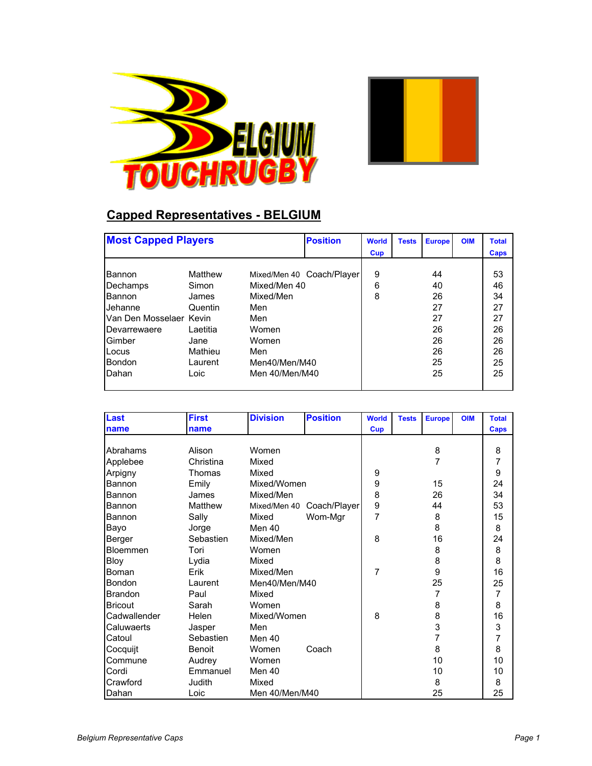## Capped Representatives - BELGIUM

| Most Capped Players | | | Position | World Cup | Tests | Europe | OIM | Total Caps |
|---|---|---|---|---|---|---|---|---|
| Bannon | Matthew | Mixed/Men 40 | Coach/Player | 9 | | 44 | | 53 |
| Dechamps | Simon | Mixed/Men 40 | | 6 | | 40 | | 46 |
| Bannon | James | Mixed/Men | | 8 | | 26 | | 34 |
| Jehanne | Quentin | Men | | | | 27 | | 27 |
| Van Den Mosselaer | Kevin | Men | | | | 27 | | 27 |
| Devarrewaere | Laetitia | Women | | | | 26 | | 26 |
| Gimber | Jane | Women | | | | 26 | | 26 |
| Locus | Mathieu | Men | | | | 26 | | 26 |
| Bondon | Laurent | Men40/Men/M40 | | | | 25 | | 25 |
| Dahan | Loic | Men 40/Men/M40 | | | | 25 | | 25 |

| Last name | First name | Division | Position | World Cup | Tests | Europe | OIM | Total Caps |
|---|---|---|---|---|---|---|---|---|
| Abrahams | Alison | Women | | | | 8 | | 8 |
| Applebee | Christina | Mixed | | | | 7 | | 7 |
| Arpigny | Thomas | Mixed | | 9 | | | | 9 |
| Bannon | Emily | Mixed/Women | | 9 | | 15 | | 24 |
| Bannon | James | Mixed/Men | | 8 | | 26 | | 34 |
| Bannon | Matthew | Mixed/Men 40 | Coach/Player | 9 | | 44 | | 53 |
| Bannon | Sally | Mixed | Wom-Mgr | 7 | | 8 | | 15 |
| Bayo | Jorge | Men 40 | | | | 8 | | 8 |
| Berger | Sebastien | Mixed/Men | | 8 | | 16 | | 24 |
| Bloemmen | Tori | Women | | | | 8 | | 8 |
| Bloy | Lydia | Mixed | | | | 8 | | 8 |
| Boman | Erik | Mixed/Men | | 7 | | 9 | | 16 |
| Bondon | Laurent | Men40/Men/M40 | | | | 25 | | 25 |
| Brandon | Paul | Mixed | | | | 7 | | 7 |
| Bricout | Sarah | Women | | | | 8 | | 8 |
| Cadwallender | Helen | Mixed/Women | | 8 | | 8 | | 16 |
| Caluwaerts | Jasper | Men | | | | 3 | | 3 |
| Catoul | Sebastien | Men 40 | | | | 7 | | 7 |
| Cocquijt | Benoit | Women | Coach | | | 8 | | 8 |
| Commune | Audrey | Women | | | | 10 | | 10 |
| Cordi | Emmanuel | Men 40 | | | | 10 | | 10 |
| Crawford | Judith | Mixed | | | | 8 | | 8 |
| Dahan | Loic | Men 40/Men/M40 | | | | 25 | | 25 |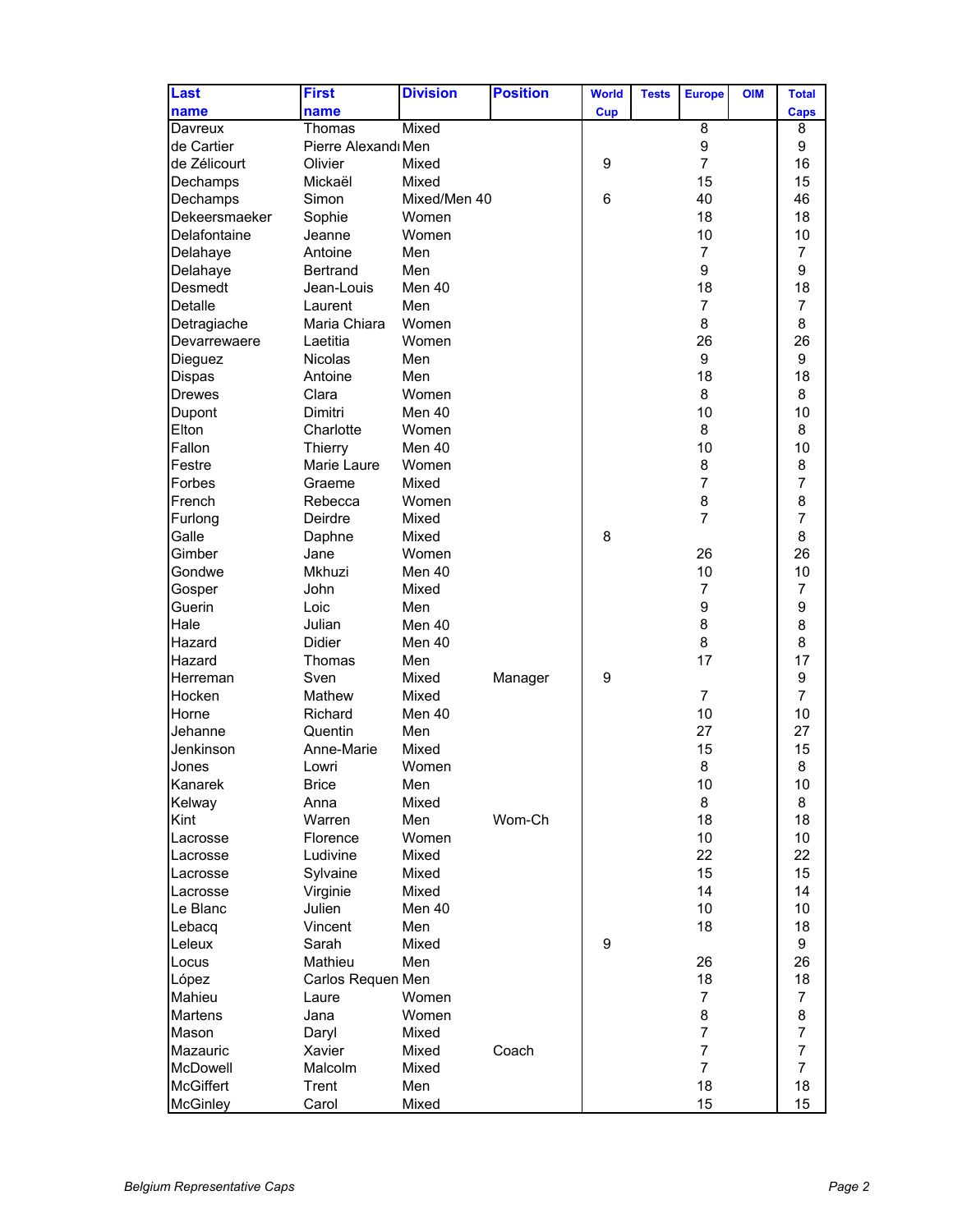| Last name | First name | Division | Position | World Cup | Tests | Europe | OIM | Total Caps |
|---|---|---|---|---|---|---|---|---|
| Davreux | Thomas | Mixed | | | | 8 | | 8 |
| de Cartier | Pierre Alexandı | Men | | | | 9 | | 9 |
| de Zélicourt | Olivier | Mixed | | 9 | | 7 | | 16 |
| Dechamps | Mickaël | Mixed | | | | 15 | | 15 |
| Dechamps | Simon | Mixed/Men 40 | | 6 | | 40 | | 46 |
| Dekeersmaeker | Sophie | Women | | | | 18 | | 18 |
| Delafontaine | Jeanne | Women | | | | 10 | | 10 |
| Delahaye | Antoine | Men | | | | 7 | | 7 |
| Delahaye | Bertrand | Men | | | | 9 | | 9 |
| Desmedt | Jean-Louis | Men 40 | | | | 18 | | 18 |
| Detalle | Laurent | Men | | | | 7 | | 7 |
| Detragiache | Maria Chiara | Women | | | | 8 | | 8 |
| Devarrewaere | Laetitia | Women | | | | 26 | | 26 |
| Dieguez | Nicolas | Men | | | | 9 | | 9 |
| Dispas | Antoine | Men | | | | 18 | | 18 |
| Drewes | Clara | Women | | | | 8 | | 8 |
| Dupont | Dimitri | Men 40 | | | | 10 | | 10 |
| Elton | Charlotte | Women | | | | 8 | | 8 |
| Fallon | Thierry | Men 40 | | | | 10 | | 10 |
| Festre | Marie Laure | Women | | | | 8 | | 8 |
| Forbes | Graeme | Mixed | | | | 7 | | 7 |
| French | Rebecca | Women | | | | 8 | | 8 |
| Furlong | Deirdre | Mixed | | | | 7 | | 7 |
| Galle | Daphne | Mixed | | 8 | | | | 8 |
| Gimber | Jane | Women | | | | 26 | | 26 |
| Gondwe | Mkhuzi | Men 40 | | | | 10 | | 10 |
| Gosper | John | Mixed | | | | 7 | | 7 |
| Guerin | Loic | Men | | | | 9 | | 9 |
| Hale | Julian | Men 40 | | | | 8 | | 8 |
| Hazard | Didier | Men 40 | | | | 8 | | 8 |
| Hazard | Thomas | Men | | | | 17 | | 17 |
| Herreman | Sven | Mixed | Manager | 9 | | | | 9 |
| Hocken | Mathew | Mixed | | | | 7 | | 7 |
| Horne | Richard | Men 40 | | | | 10 | | 10 |
| Jehanne | Quentin | Men | | | | 27 | | 27 |
| Jenkinson | Anne-Marie | Mixed | | | | 15 | | 15 |
| Jones | Lowri | Women | | | | 8 | | 8 |
| Kanarek | Brice | Men | | | | 10 | | 10 |
| Kelway | Anna | Mixed | | | | 8 | | 8 |
| Kint | Warren | Men | Wom-Ch | | | 18 | | 18 |
| Lacrosse | Florence | Women | | | | 10 | | 10 |
| Lacrosse | Ludivine | Mixed | | | | 22 | | 22 |
| Lacrosse | Sylvaine | Mixed | | | | 15 | | 15 |
| Lacrosse | Virginie | Mixed | | | | 14 | | 14 |
| Le Blanc | Julien | Men 40 | | | | 10 | | 10 |
| Lebacq | Vincent | Men | | | | 18 | | 18 |
| Leleux | Sarah | Mixed | | 9 | | | | 9 |
| Locus | Mathieu | Men | | | | 26 | | 26 |
| López | Carlos Requen | Men | | | | 18 | | 18 |
| Mahieu | Laure | Women | | | | 7 | | 7 |
| Martens | Jana | Women | | | | 8 | | 8 |
| Mason | Daryl | Mixed | | | | 7 | | 7 |
| Mazauric | Xavier | Mixed | Coach | | | 7 | | 7 |
| McDowell | Malcolm | Mixed | | | | 7 | | 7 |
| McGiffert | Trent | Men | | | | 18 | | 18 |
| McGinley | Carol | Mixed | | | | 15 | | 15 |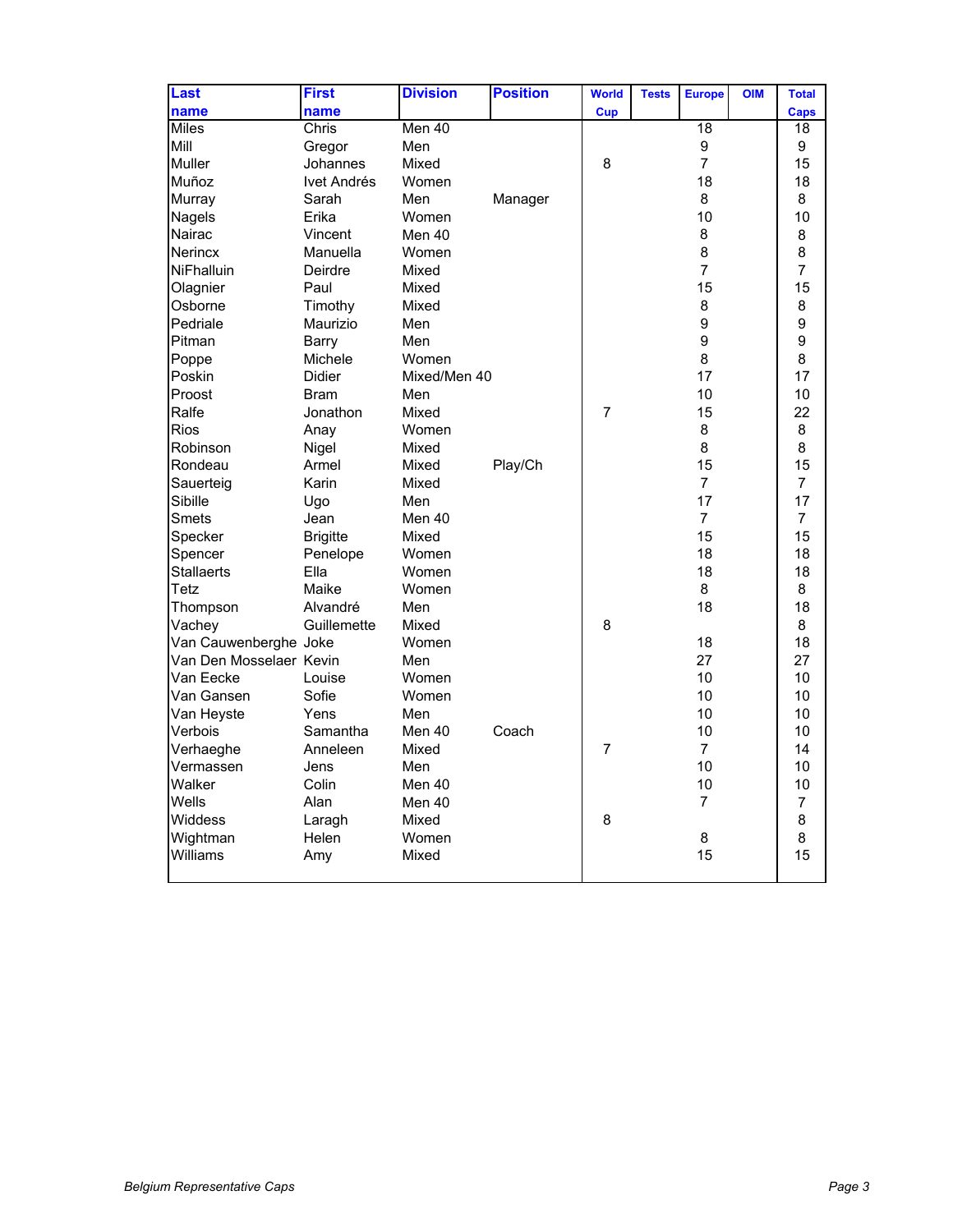| Last name | First name | Division | Position | World Cup | Tests | Europe | OIM | Total Caps |
|---|---|---|---|---|---|---|---|---|
| Miles | Chris | Men 40 | | | | 18 | | 18 |
| Mill | Gregor | Men | | | | 9 | | 9 |
| Muller | Johannes | Mixed | | 8 | | 7 | | 15 |
| Muñoz | Ivet Andrés | Women | | | | 18 | | 18 |
| Murray | Sarah | Men | Manager | | | 8 | | 8 |
| Nagels | Erika | Women | | | | 10 | | 10 |
| Nairac | Vincent | Men 40 | | | | 8 | | 8 |
| Nerincx | Manuella | Women | | | | 8 | | 8 |
| NiFhalluin | Deirdre | Mixed | | | | 7 | | 7 |
| Olagnier | Paul | Mixed | | | | 15 | | 15 |
| Osborne | Timothy | Mixed | | | | 8 | | 8 |
| Pedriale | Maurizio | Men | | | | 9 | | 9 |
| Pitman | Barry | Men | | | | 9 | | 9 |
| Poppe | Michele | Women | | | | 8 | | 8 |
| Poskin | Didier | Mixed/Men 40 | | | | 17 | | 17 |
| Proost | Bram | Men | | | | 10 | | 10 |
| Ralfe | Jonathon | Mixed | | 7 | | 15 | | 22 |
| Rios | Anay | Women | | | | 8 | | 8 |
| Robinson | Nigel | Mixed | | | | 8 | | 8 |
| Rondeau | Armel | Mixed | Play/Ch | | | 15 | | 15 |
| Sauerteig | Karin | Mixed | | | | 7 | | 7 |
| Sibille | Ugo | Men | | | | 17 | | 17 |
| Smets | Jean | Men 40 | | | | 7 | | 7 |
| Specker | Brigitte | Mixed | | | | 15 | | 15 |
| Spencer | Penelope | Women | | | | 18 | | 18 |
| Stallaerts | Ella | Women | | | | 18 | | 18 |
| Tetz | Maike | Women | | | | 8 | | 8 |
| Thompson | Alvandré | Men | | | | 18 | | 18 |
| Vachey | Guillemette | Mixed | | 8 | | | | 8 |
| Van Cauwenberghe | Joke | Women | | | | 18 | | 18 |
| Van Den Mosselaer | Kevin | Men | | | | 27 | | 27 |
| Van Eecke | Louise | Women | | | | 10 | | 10 |
| Van Gansen | Sofie | Women | | | | 10 | | 10 |
| Van Heyste | Yens | Men | | | | 10 | | 10 |
| Verbois | Samantha | Men 40 | Coach | | | 10 | | 10 |
| Verhaeghe | Anneleen | Mixed | | 7 | | 7 | | 14 |
| Vermassen | Jens | Men | | | | 10 | | 10 |
| Walker | Colin | Men 40 | | | | 10 | | 10 |
| Wells | Alan | Men 40 | | | | 7 | | 7 |
| Widdess | Laragh | Mixed | | 8 | | | | 8 |
| Wightman | Helen | Women | | | | 8 | | 8 |
| Williams | Amy | Mixed | | | | 15 | | 15 |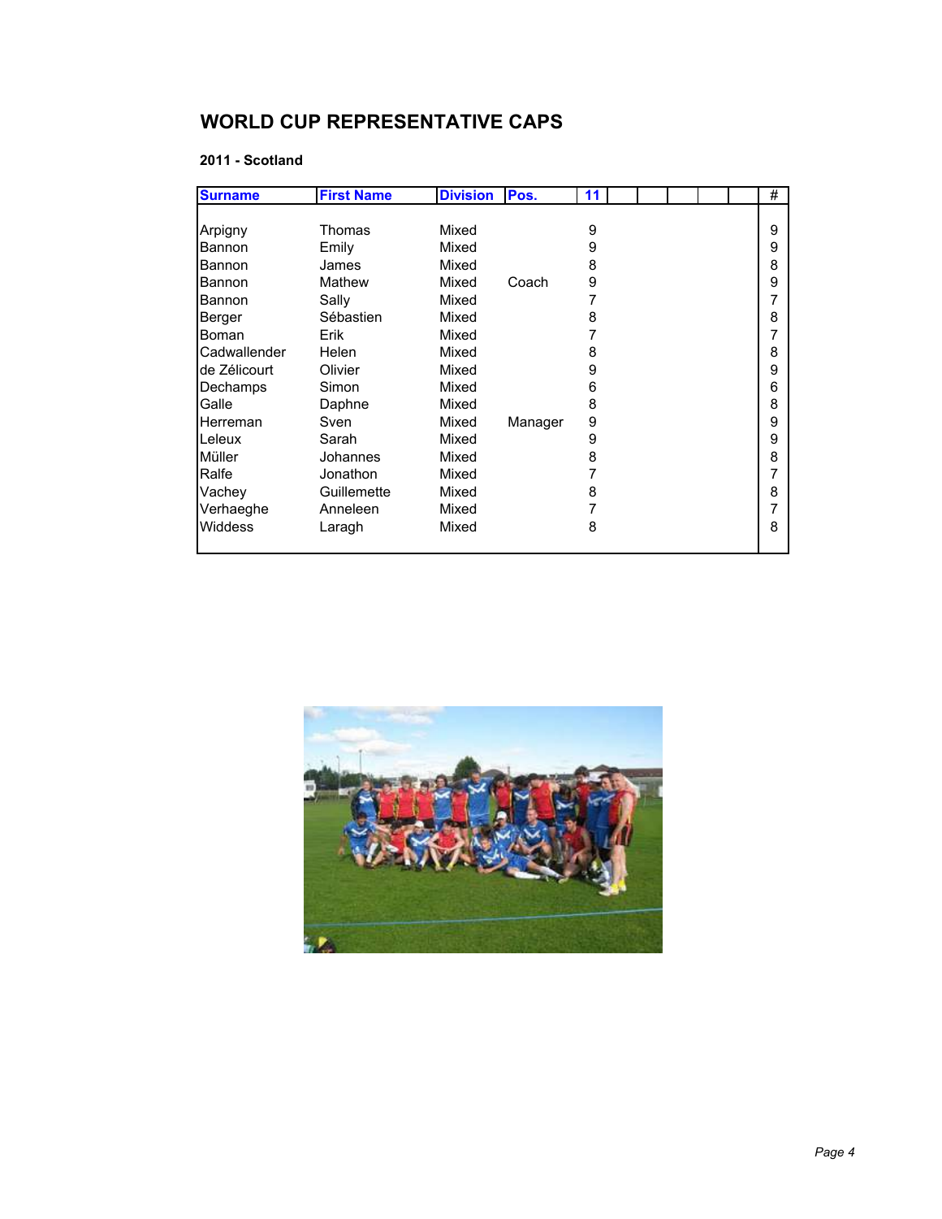## WORLD CUP REPRESENTATIVE CAPS

**2011 - Scotland**

| Surname | First Name | Division | Pos. | 11 | | | | | # |
|---|---|---|---|---|---|---|---|---|---|
| Arpigny | Thomas | Mixed | | 9 | | | | | 9 |
| Bannon | Emily | Mixed | | 9 | | | | | 9 |
| Bannon | James | Mixed | | 8 | | | | | 8 |
| Bannon | Mathew | Mixed | Coach | 9 | | | | | 9 |
| Bannon | Sally | Mixed | | 7 | | | | | 7 |
| Berger | Sébastien | Mixed | | 8 | | | | | 8 |
| Boman | Erik | Mixed | | 7 | | | | | 7 |
| Cadwallender | Helen | Mixed | | 8 | | | | | 8 |
| de Zélicourt | Olivier | Mixed | | 9 | | | | | 9 |
| Dechamps | Simon | Mixed | | 6 | | | | | 6 |
| Galle | Daphne | Mixed | | 8 | | | | | 8 |
| Herreman | Sven | Mixed | Manager | 9 | | | | | 9 |
| Leleux | Sarah | Mixed | | 9 | | | | | 9 |
| Müller | Johannes | Mixed | | 8 | | | | | 8 |
| Ralfe | Jonathon | Mixed | | 7 | | | | | 7 |
| Vachey | Guillemette | Mixed | | 8 | | | | | 8 |
| Verhaeghe | Anneleen | Mixed | | 7 | | | | | 7 |
| Widdess | Laragh | Mixed | | 8 | | | | | 8 |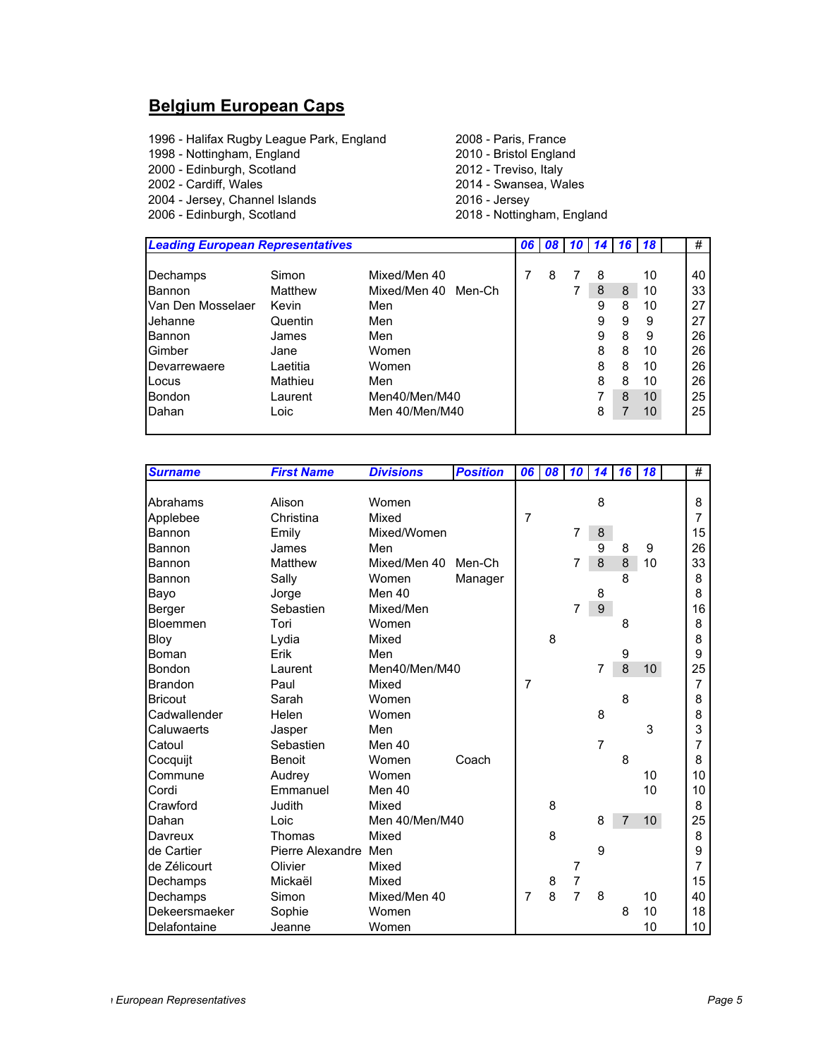## Belgium European Caps

1996 - Halifax Rugby League Park, England
1998 - Nottingham, England
2000 - Edinburgh, Scotland
2002 - Cardiff, Wales
2004 - Jersey, Channel Islands
2006 - Edinburgh, Scotland
2008 - Paris, France
2010 - Bristol England
2012 - Treviso, Italy
2014 - Swansea, Wales
2016 - Jersey
2018 - Nottingham, England

| ***Leading European Representatives*** | | | | 06 | 08 | 10 | 14 | 16 | 18 | | # |
|---|---|---|---|---|---|---|---|---|---|---|---|
| Dechamps | Simon | Mixed/Men 40 | | 7 | 8 | 7 | 8 | | 10 | | 40 |
| Bannon | Matthew | Mixed/Men 40 | Men-Ch | | | 7 | 8 | 8 | 10 | | 33 |
| Van Den Mosselaer | Kevin | Men | | | | | 9 | 8 | 10 | | 27 |
| Jehanne | Quentin | Men | | | | | 9 | 9 | 9 | | 27 |
| Bannon | James | Men | | | | | 9 | 8 | 9 | | 26 |
| Gimber | Jane | Women | | | | | 8 | 8 | 10 | | 26 |
| Devarrewaere | Laetitia | Women | | | | | 8 | 8 | 10 | | 26 |
| Locus | Mathieu | Men | | | | | 8 | 8 | 10 | | 26 |
| Bondon | Laurent | Men40/Men/M40 | | | | | 7 | 8 | 10 | | 25 |
| Dahan | Loic | Men 40/Men/M40 | | | | | 8 | 7 | 10 | | 25 |

| ***Surname*** | ***First Name*** | ***Divisions*** | ***Position*** | 06 | 08 | 10 | 14 | 16 | 18 | | # |
|---|---|---|---|---|---|---|---|---|---|---|---|
| Abrahams | Alison | Women | | | | | 8 | | | | 8 |
| Applebee | Christina | Mixed | | 7 | | | | | | | 7 |
| Bannon | Emily | Mixed/Women | | | | 7 | 8 | | | | 15 |
| Bannon | James | Men | | | | | 9 | 8 | 9 | | 26 |
| Bannon | Matthew | Mixed/Men 40 | Men-Ch | | | 7 | 8 | 8 | 10 | | 33 |
| Bannon | Sally | Women | Manager | | | | | 8 | | | 8 |
| Bayo | Jorge | Men 40 | | | | | 8 | | | | 8 |
| Berger | Sebastien | Mixed/Men | | | | 7 | 9 | | | | 16 |
| Bloemmen | Tori | Women | | | | | | 8 | | | 8 |
| Bloy | Lydia | Mixed | | | 8 | | | | | | 8 |
| Boman | Erik | Men | | | | | | 9 | | | 9 |
| Bondon | Laurent | Men40/Men/M40 | | | | | 7 | 8 | 10 | | 25 |
| Brandon | Paul | Mixed | | 7 | | | | | | | 7 |
| Bricout | Sarah | Women | | | | | | 8 | | | 8 |
| Cadwallender | Helen | Women | | | | | 8 | | | | 8 |
| Caluwaerts | Jasper | Men | | | | | | | 3 | | 3 |
| Catoul | Sebastien | Men 40 | | | | | 7 | | | | 7 |
| Cocquijt | Benoit | Women | Coach | | | | | 8 | | | 8 |
| Commune | Audrey | Women | | | | | | | 10 | | 10 |
| Cordi | Emmanuel | Men 40 | | | | | | | 10 | | 10 |
| Crawford | Judith | Mixed | | | 8 | | | | | | 8 |
| Dahan | Loic | Men 40/Men/M40 | | | | | 8 | 7 | 10 | | 25 |
| Davreux | Thomas | Mixed | | | 8 | | | | | | 8 |
| de Cartier | Pierre Alexandre | Men | | | | | 9 | | | | 9 |
| de Zélicourt | Olivier | Mixed | | | | 7 | | | | | 7 |
| Dechamps | Mickaël | Mixed | | | 8 | 7 | | | | | 15 |
| Dechamps | Simon | Mixed/Men 40 | | 7 | 8 | 7 | 8 | | 10 | | 40 |
| Dekeersmaeker | Sophie | Women | | | | | | 8 | 10 | | 18 |
| Delafontaine | Jeanne | Women | | | | | | | 10 | | 10 |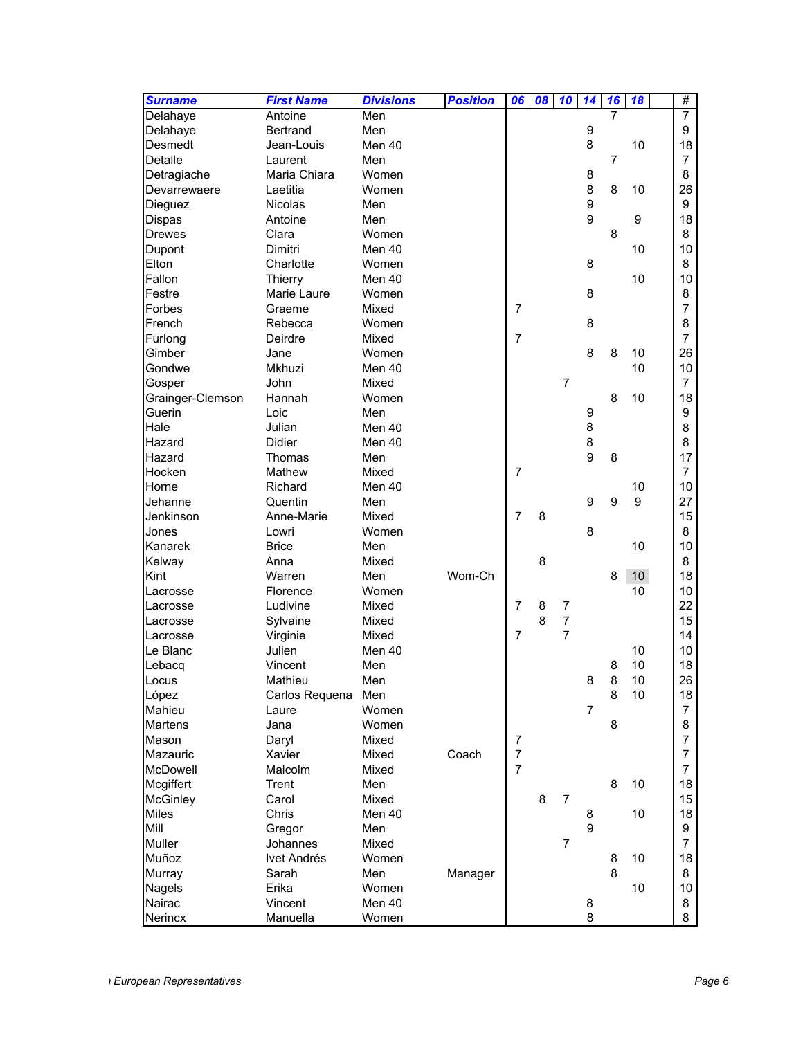| Surname | First Name | Divisions | Position | 06 | 08 | 10 | 14 | 16 | 18 | | # |
|---|---|---|---|---|---|---|---|---|---|---|---|
| Delahaye | Antoine | Men | | | | | | 7 | | | 7 |
| Delahaye | Bertrand | Men | | | | | 9 | | | | 9 |
| Desmedt | Jean-Louis | Men 40 | | | | | 8 | | 10 | | 18 |
| Detalle | Laurent | Men | | | | | | 7 | | | 7 |
| Detragiache | Maria Chiara | Women | | | | | 8 | | | | 8 |
| Devarrewaere | Laetitia | Women | | | | | 8 | 8 | 10 | | 26 |
| Dieguez | Nicolas | Men | | | | | 9 | | | | 9 |
| Dispas | Antoine | Men | | | | | 9 | | 9 | | 18 |
| Drewes | Clara | Women | | | | | | 8 | | | 8 |
| Dupont | Dimitri | Men 40 | | | | | | | 10 | | 10 |
| Elton | Charlotte | Women | | | | | 8 | | | | 8 |
| Fallon | Thierry | Men 40 | | | | | | | 10 | | 10 |
| Festre | Marie Laure | Women | | | | | 8 | | | | 8 |
| Forbes | Graeme | Mixed | | 7 | | | | | | | 7 |
| French | Rebecca | Women | | | | | 8 | | | | 8 |
| Furlong | Deirdre | Mixed | | 7 | | | | | | | 7 |
| Gimber | Jane | Women | | | | | 8 | 8 | 10 | | 26 |
| Gondwe | Mkhuzi | Men 40 | | | | | | | 10 | | 10 |
| Gosper | John | Mixed | | | | 7 | | | | | 7 |
| Grainger-Clemson | Hannah | Women | | | | | | 8 | 10 | | 18 |
| Guerin | Loic | Men | | | | | 9 | | | | 9 |
| Hale | Julian | Men 40 | | | | | 8 | | | | 8 |
| Hazard | Didier | Men 40 | | | | | 8 | | | | 8 |
| Hazard | Thomas | Men | | | | | 9 | 8 | | | 17 |
| Hocken | Mathew | Mixed | | 7 | | | | | | | 7 |
| Horne | Richard | Men 40 | | | | | | | 10 | | 10 |
| Jehanne | Quentin | Men | | | | | 9 | 9 | 9 | | 27 |
| Jenkinson | Anne-Marie | Mixed | | 7 | 8 | | | | | | 15 |
| Jones | Lowri | Women | | | | | 8 | | | | 8 |
| Kanarek | Brice | Men | | | | | | | 10 | | 10 |
| Kelway | Anna | Mixed | | | 8 | | | | | | 8 |
| Kint | Warren | Men | Wom-Ch | | | | | 8 | 10 | | 18 |
| Lacrosse | Florence | Women | | | | | | | 10 | | 10 |
| Lacrosse | Ludivine | Mixed | | 7 | 8 | 7 | | | | | 22 |
| Lacrosse | Sylvaine | Mixed | | | 8 | 7 | | | | | 15 |
| Lacrosse | Virginie | Mixed | | 7 | | 7 | | | | | 14 |
| Le Blanc | Julien | Men 40 | | | | | | | 10 | | 10 |
| Lebacq | Vincent | Men | | | | | | 8 | 10 | | 18 |
| Locus | Mathieu | Men | | | | | 8 | 8 | 10 | | 26 |
| López | Carlos Requena | Men | | | | | | 8 | 10 | | 18 |
| Mahieu | Laure | Women | | | | | 7 | | | | 7 |
| Martens | Jana | Women | | | | | | 8 | | | 8 |
| Mason | Daryl | Mixed | | 7 | | | | | | | 7 |
| Mazauric | Xavier | Mixed | Coach | 7 | | | | | | | 7 |
| McDowell | Malcolm | Mixed | | 7 | | | | | | | 7 |
| Mcgiffert | Trent | Men | | | | | | 8 | 10 | | 18 |
| McGinley | Carol | Mixed | | | 8 | 7 | | | | | 15 |
| Miles | Chris | Men 40 | | | | | 8 | | 10 | | 18 |
| Mill | Gregor | Men | | | | | 9 | | | | 9 |
| Muller | Johannes | Mixed | | | | 7 | | | | | 7 |
| Muñoz | Ivet Andrés | Women | | | | | | 8 | 10 | | 18 |
| Murray | Sarah | Men | Manager | | | | | 8 | | | 8 |
| Nagels | Erika | Women | | | | | | | 10 | | 10 |
| Nairac | Vincent | Men 40 | | | | | 8 | | | | 8 |
| Nerincx | Manuella | Women | | | | | 8 | | | | 8 |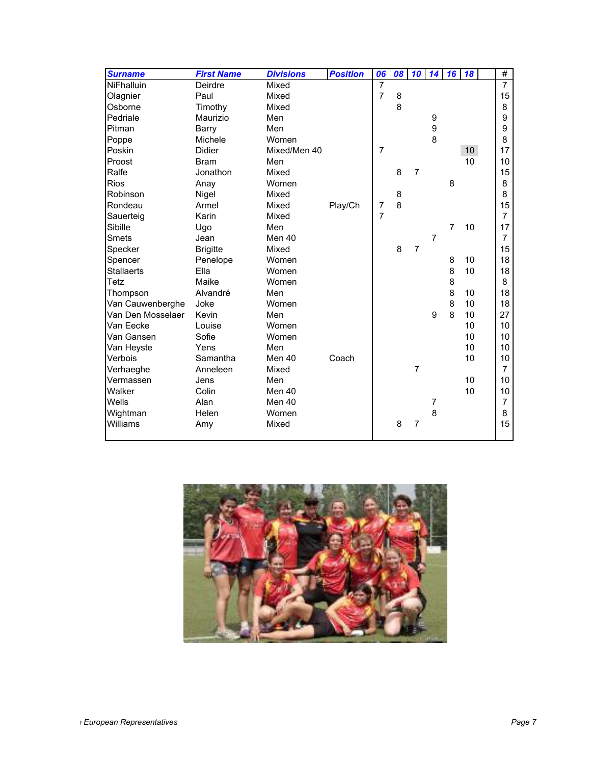| Surname | First Name | Divisions | Position | 06 | 08 | 10 | 14 | 16 | 18 | | # |
|---|---|---|---|---|---|---|---|---|---|---|---|
| NiFhalluin | Deirdre | Mixed | | 7 | | | | | | | 7 |
| Olagnier | Paul | Mixed | | 7 | 8 | | | | | | 15 |
| Osborne | Timothy | Mixed | | | 8 | | | | | | 8 |
| Pedriale | Maurizio | Men | | | | | 9 | | | | 9 |
| Pitman | Barry | Men | | | | | 9 | | | | 9 |
| Poppe | Michele | Women | | | | | 8 | | | | 8 |
| Poskin | Didier | Mixed/Men 40 | | 7 | | | | | 10 | | 17 |
| Proost | Bram | Men | | | | | | | 10 | | 10 |
| Ralfe | Jonathon | Mixed | | | 8 | 7 | | | | | 15 |
| Rios | Anay | Women | | | | | | 8 | | | 8 |
| Robinson | Nigel | Mixed | | | 8 | | | | | | 8 |
| Rondeau | Armel | Mixed | Play/Ch | 7 | 8 | | | | | | 15 |
| Sauerteig | Karin | Mixed | | 7 | | | | | | | 7 |
| Sibille | Ugo | Men | | | | | | 7 | 10 | | 17 |
| Smets | Jean | Men 40 | | | | | 7 | | | | 7 |
| Specker | Brigitte | Mixed | | | 8 | 7 | | | | | 15 |
| Spencer | Penelope | Women | | | | | | 8 | 10 | | 18 |
| Stallaerts | Ella | Women | | | | | | 8 | 10 | | 18 |
| Tetz | Maike | Women | | | | | | 8 | | | 8 |
| Thompson | Alvandré | Men | | | | | | 8 | 10 | | 18 |
| Van Cauwenberghe | Joke | Women | | | | | | 8 | 10 | | 18 |
| Van Den Mosselaer | Kevin | Men | | | | | 9 | 8 | 10 | | 27 |
| Van Eecke | Louise | Women | | | | | | | 10 | | 10 |
| Van Gansen | Sofie | Women | | | | | | | 10 | | 10 |
| Van Heyste | Yens | Men | | | | | | | 10 | | 10 |
| Verbois | Samantha | Men 40 | Coach | | | | | | 10 | | 10 |
| Verhaeghe | Anneleen | Mixed | | | | 7 | | | | | 7 |
| Vermassen | Jens | Men | | | | | | | 10 | | 10 |
| Walker | Colin | Men 40 | | | | | | | 10 | | 10 |
| Wells | Alan | Men 40 | | | | | 7 | | | | 7 |
| Wightman | Helen | Women | | | | | 8 | | | | 8 |
| Williams | Amy | Mixed | | | 8 | 7 | | | | | 15 |